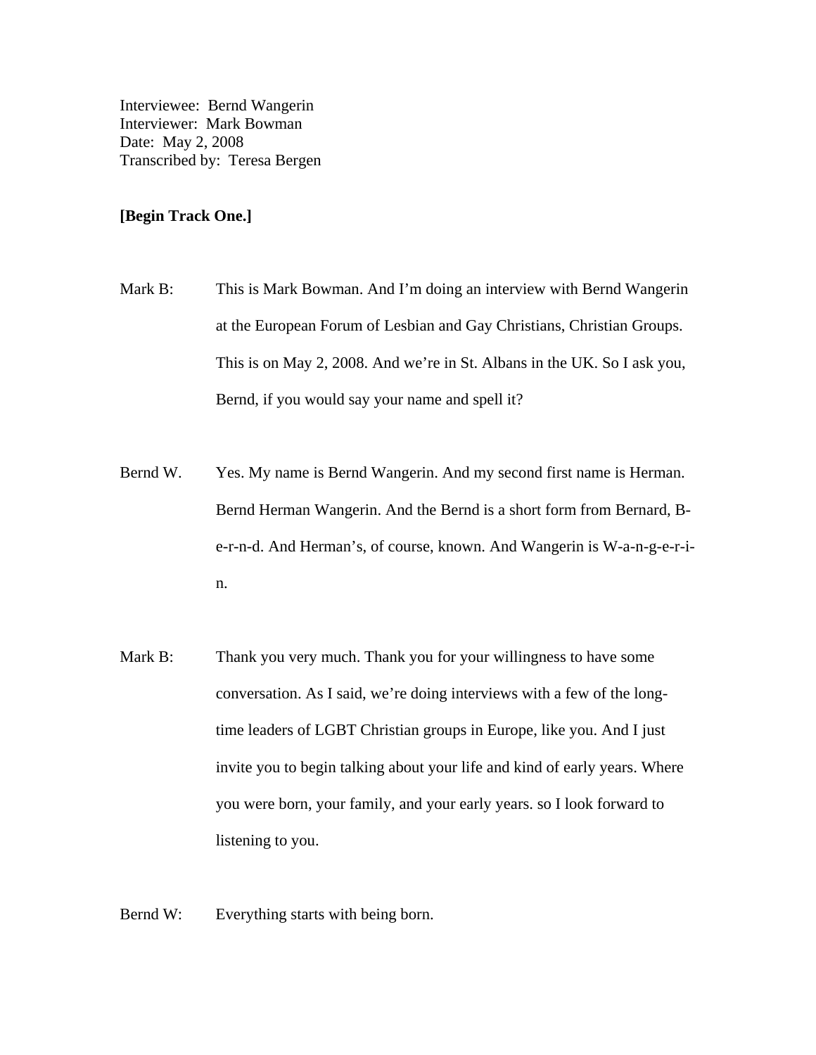Interviewee: Bernd Wangerin
Interviewer: Mark Bowman
Date: May 2, 2008
Transcribed by: Teresa Bergen

**[Begin Track One.]**

Mark B: This is Mark Bowman. And I'm doing an interview with Bernd Wangerin at the European Forum of Lesbian and Gay Christians, Christian Groups. This is on May 2, 2008. And we're in St. Albans in the UK. So I ask you, Bernd, if you would say your name and spell it?

Bernd W. Yes. My name is Bernd Wangerin. And my second first name is Herman. Bernd Herman Wangerin. And the Bernd is a short form from Bernard, B-e-r-n-d. And Herman's, of course, known. And Wangerin is W-a-n-g-e-r-i-n.

Mark B: Thank you very much. Thank you for your willingness to have some conversation. As I said, we're doing interviews with a few of the long-time leaders of LGBT Christian groups in Europe, like you. And I just invite you to begin talking about your life and kind of early years. Where you were born, your family, and your early years. so I look forward to listening to you.

Bernd W: Everything starts with being born.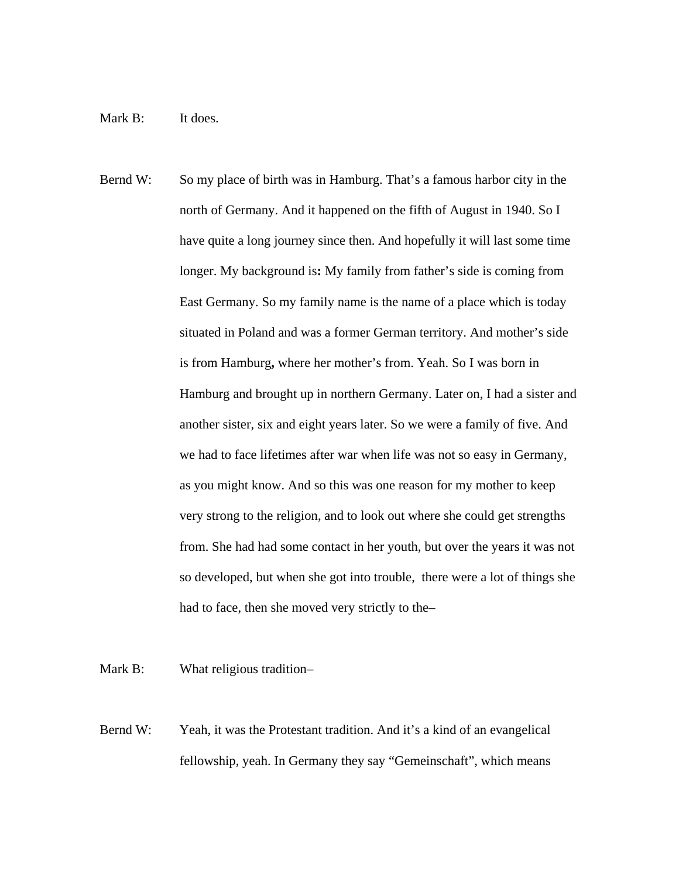Mark B: It does.

Bernd W: So my place of birth was in Hamburg. That's a famous harbor city in the north of Germany. And it happened on the fifth of August in 1940. So I have quite a long journey since then. And hopefully it will last some time longer. My background is**:** My family from father's side is coming from East Germany. So my family name is the name of a place which is today situated in Poland and was a former German territory. And mother's side is from Hamburg**,** where her mother's from. Yeah. So I was born in Hamburg and brought up in northern Germany. Later on, I had a sister and another sister, six and eight years later. So we were a family of five. And we had to face lifetimes after war when life was not so easy in Germany, as you might know. And so this was one reason for my mother to keep very strong to the religion, and to look out where she could get strengths from. She had had some contact in her youth, but over the years it was not so developed, but when she got into trouble, there were a lot of things she had to face, then she moved very strictly to the–

Mark B: What religious tradition–

Bernd W: Yeah, it was the Protestant tradition. And it's a kind of an evangelical fellowship, yeah. In Germany they say "Gemeinschaft", which means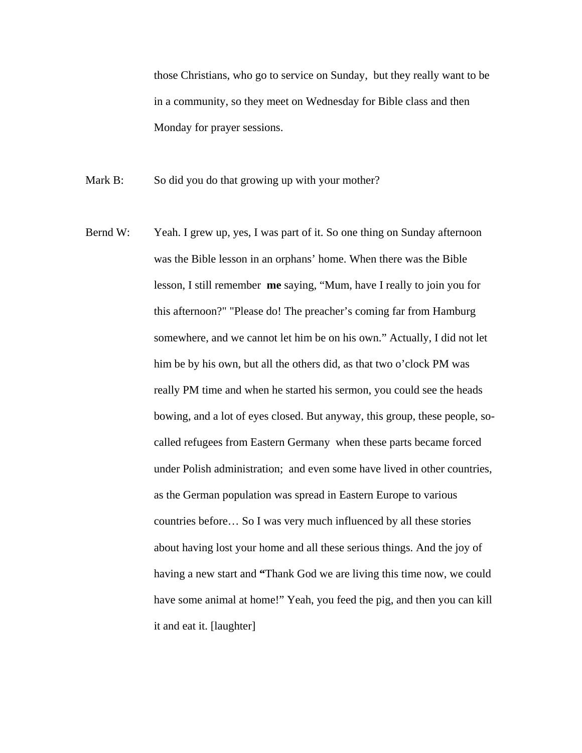those Christians, who go to service on Sunday, but they really want to be in a community, so they meet on Wednesday for Bible class and then Monday for prayer sessions.

Mark B: So did you do that growing up with your mother?

Bernd W: Yeah. I grew up, yes, I was part of it. So one thing on Sunday afternoon was the Bible lesson in an orphans' home. When there was the Bible lesson, I still remember **me** saying, "Mum, have I really to join you for this afternoon?" "Please do! The preacher's coming far from Hamburg somewhere, and we cannot let him be on his own." Actually, I did not let him be by his own, but all the others did, as that two o'clock PM was really PM time and when he started his sermon, you could see the heads bowing, and a lot of eyes closed. But anyway, this group, these people, so-called refugees from Eastern Germany when these parts became forced under Polish administration; and even some have lived in other countries, as the German population was spread in Eastern Europe to various countries before… So I was very much influenced by all these stories about having lost your home and all these serious things. And the joy of having a new start and **"**Thank God we are living this time now, we could have some animal at home!" Yeah, you feed the pig, and then you can kill it and eat it. [laughter]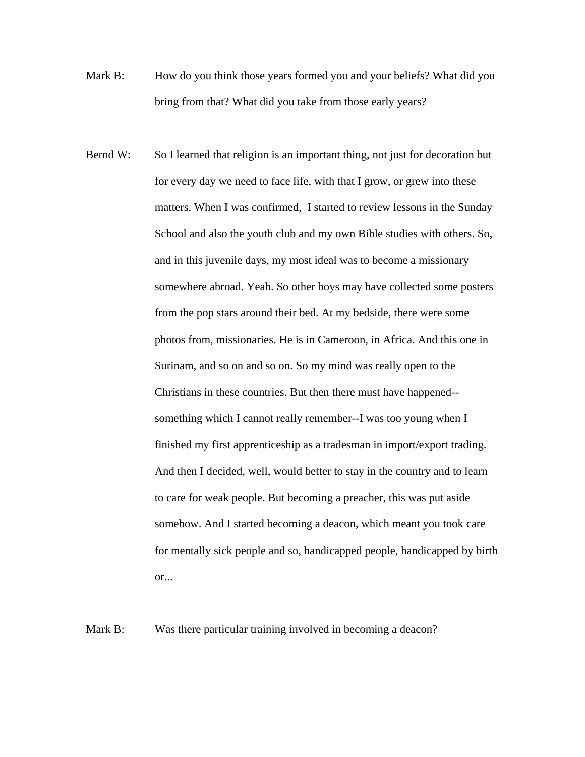Mark B: How do you think those years formed you and your beliefs? What did you bring from that? What did you take from those early years?

Bernd W: So I learned that religion is an important thing, not just for decoration but for every day we need to face life, with that I grow, or grew into these matters. When I was confirmed, I started to review lessons in the Sunday School and also the youth club and my own Bible studies with others. So, and in this juvenile days, my most ideal was to become a missionary somewhere abroad. Yeah. So other boys may have collected some posters from the pop stars around their bed. At my bedside, there were some photos from, missionaries. He is in Cameroon, in Africa. And this one in Surinam, and so on and so on. So my mind was really open to the Christians in these countries. But then there must have happened--something which I cannot really remember--I was too young when I finished my first apprenticeship as a tradesman in import/export trading. And then I decided, well, would better to stay in the country and to learn to care for weak people. But becoming a preacher, this was put aside somehow. And I started becoming a deacon, which meant you took care for mentally sick people and so, handicapped people, handicapped by birth or...

Mark B: Was there particular training involved in becoming a deacon?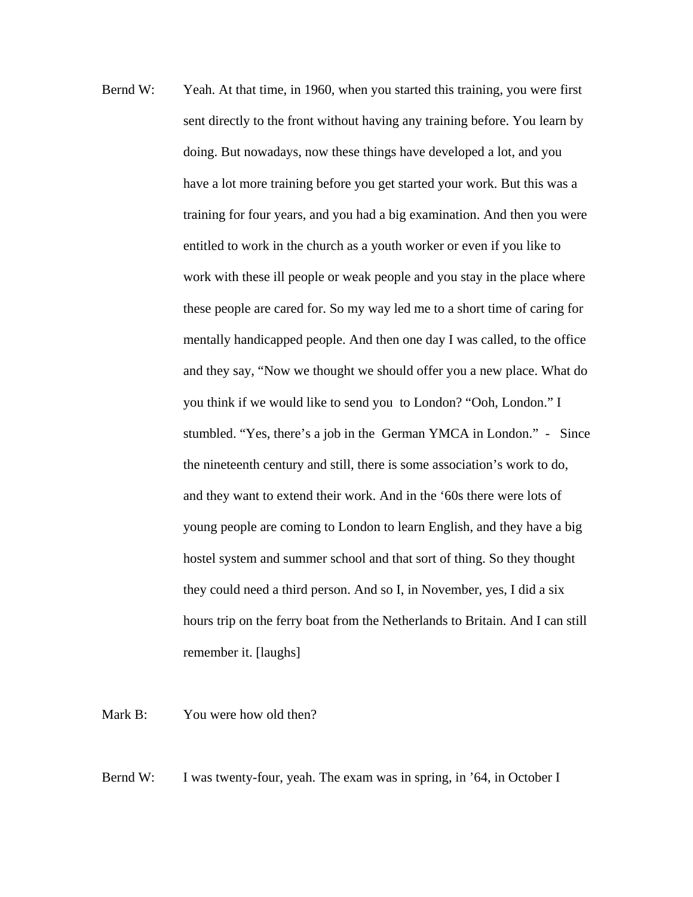Bernd W: Yeah. At that time, in 1960, when you started this training, you were first sent directly to the front without having any training before. You learn by doing. But nowadays, now these things have developed a lot, and you have a lot more training before you get started your work. But this was a training for four years, and you had a big examination. And then you were entitled to work in the church as a youth worker or even if you like to work with these ill people or weak people and you stay in the place where these people are cared for. So my way led me to a short time of caring for mentally handicapped people. And then one day I was called, to the office and they say, "Now we thought we should offer you a new place. What do you think if we would like to send you to London? "Ooh, London." I stumbled. "Yes, there's a job in the German YMCA in London." - Since the nineteenth century and still, there is some association's work to do, and they want to extend their work. And in the '60s there were lots of young people are coming to London to learn English, and they have a big hostel system and summer school and that sort of thing. So they thought they could need a third person. And so I, in November, yes, I did a six hours trip on the ferry boat from the Netherlands to Britain. And I can still remember it. [laughs]

Mark B: You were how old then?

Bernd W: I was twenty-four, yeah. The exam was in spring, in '64, in October I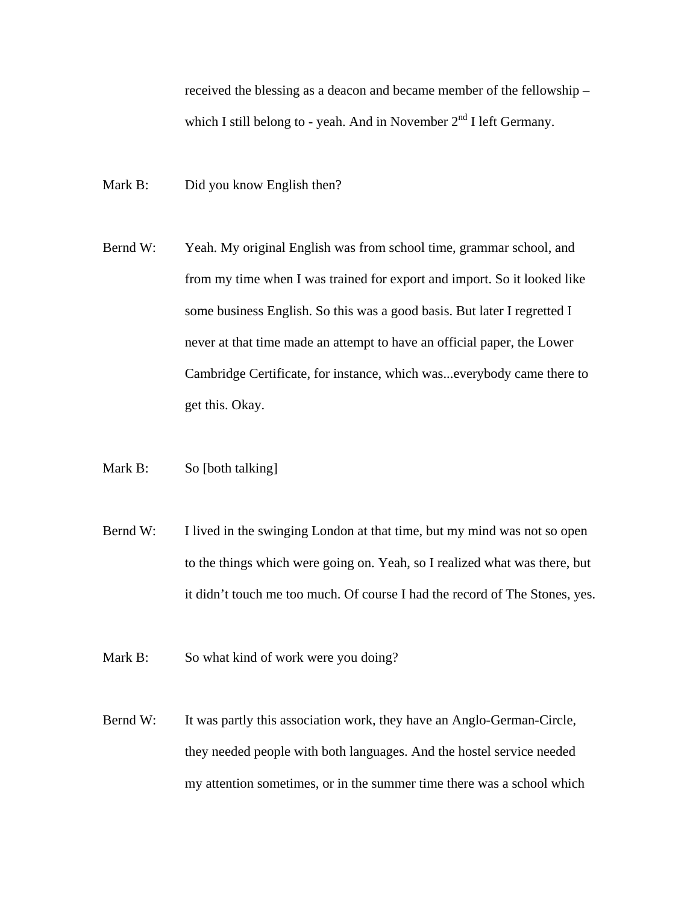received the blessing as a deacon and became member of the fellowship – which I still belong to - yeah. And in November 2nd I left Germany.

Mark B: Did you know English then?

Bernd W: Yeah. My original English was from school time, grammar school, and from my time when I was trained for export and import. So it looked like some business English. So this was a good basis. But later I regretted I never at that time made an attempt to have an official paper, the Lower Cambridge Certificate, for instance, which was...everybody came there to get this. Okay.

Mark B: So [both talking]

Bernd W: I lived in the swinging London at that time, but my mind was not so open to the things which were going on. Yeah, so I realized what was there, but it didn't touch me too much. Of course I had the record of The Stones, yes.

Mark B: So what kind of work were you doing?

Bernd W: It was partly this association work, they have an Anglo-German-Circle, they needed people with both languages. And the hostel service needed my attention sometimes, or in the summer time there was a school which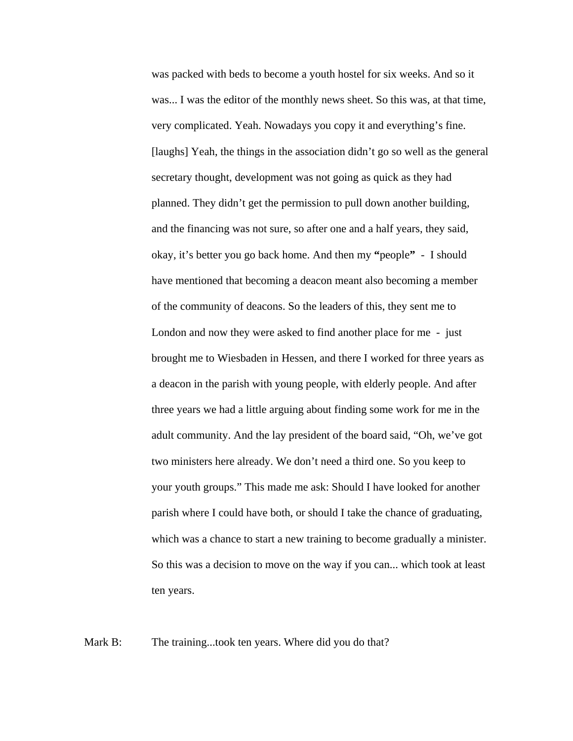was packed with beds to become a youth hostel for six weeks. And so it was... I was the editor of the monthly news sheet. So this was, at that time, very complicated. Yeah. Nowadays you copy it and everything's fine. [laughs] Yeah, the things in the association didn't go so well as the general secretary thought, development was not going as quick as they had planned. They didn't get the permission to pull down another building, and the financing was not sure, so after one and a half years, they said, okay, it's better you go back home. And then my **"**people**"** - I should have mentioned that becoming a deacon meant also becoming a member of the community of deacons. So the leaders of this, they sent me to London and now they were asked to find another place for me - just brought me to Wiesbaden in Hessen, and there I worked for three years as a deacon in the parish with young people, with elderly people. And after three years we had a little arguing about finding some work for me in the adult community. And the lay president of the board said, "Oh, we've got two ministers here already. We don't need a third one. So you keep to your youth groups." This made me ask: Should I have looked for another parish where I could have both, or should I take the chance of graduating, which was a chance to start a new training to become gradually a minister. So this was a decision to move on the way if you can... which took at least ten years.

Mark B: The training...took ten years. Where did you do that?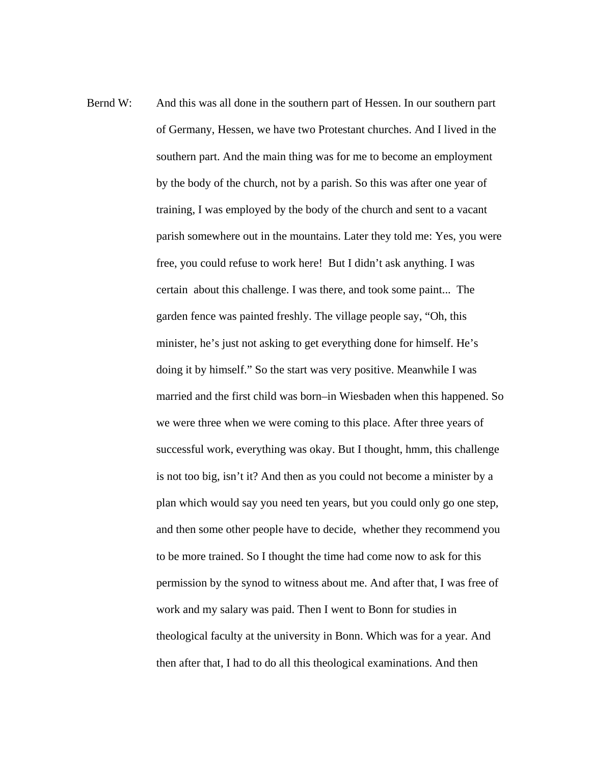Bernd W: And this was all done in the southern part of Hessen. In our southern part of Germany, Hessen, we have two Protestant churches. And I lived in the southern part. And the main thing was for me to become an employment by the body of the church, not by a parish. So this was after one year of training, I was employed by the body of the church and sent to a vacant parish somewhere out in the mountains. Later they told me: Yes, you were free, you could refuse to work here! But I didn't ask anything. I was certain about this challenge. I was there, and took some paint... The garden fence was painted freshly. The village people say, "Oh, this minister, he's just not asking to get everything done for himself. He's doing it by himself." So the start was very positive. Meanwhile I was married and the first child was born–in Wiesbaden when this happened. So we were three when we were coming to this place. After three years of successful work, everything was okay. But I thought, hmm, this challenge is not too big, isn't it? And then as you could not become a minister by a plan which would say you need ten years, but you could only go one step, and then some other people have to decide, whether they recommend you to be more trained. So I thought the time had come now to ask for this permission by the synod to witness about me. And after that, I was free of work and my salary was paid. Then I went to Bonn for studies in theological faculty at the university in Bonn. Which was for a year. And then after that, I had to do all this theological examinations. And then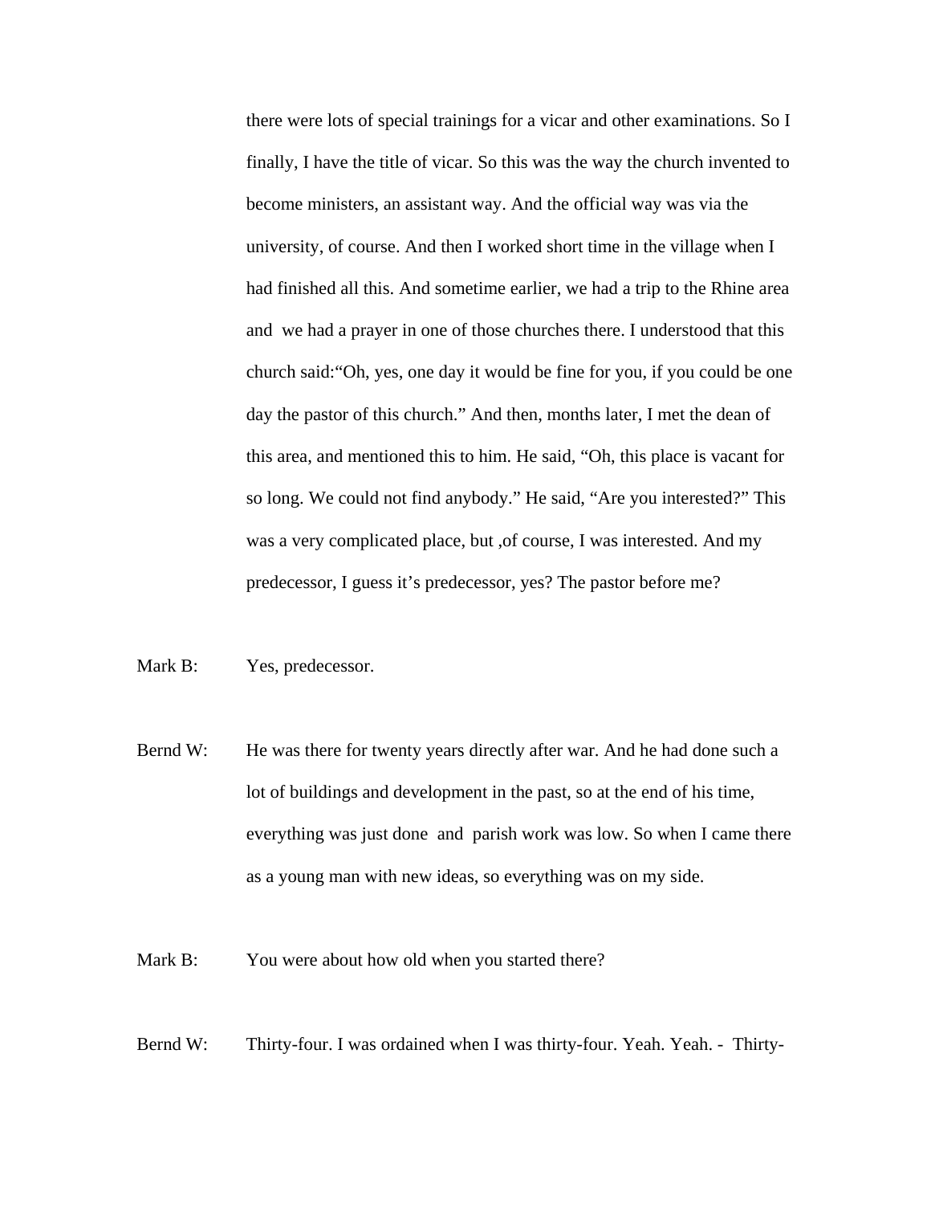there were lots of special trainings for a vicar and other examinations. So I finally, I have the title of vicar. So this was the way the church invented to become ministers, an assistant way. And the official way was via the university, of course. And then I worked short time in the village when I had finished all this. And sometime earlier, we had a trip to the Rhine area and we had a prayer in one of those churches there. I understood that this church said:"Oh, yes, one day it would be fine for you, if you could be one day the pastor of this church." And then, months later, I met the dean of this area, and mentioned this to him. He said, "Oh, this place is vacant for so long. We could not find anybody." He said, "Are you interested?" This was a very complicated place, but ,of course, I was interested. And my predecessor, I guess it's predecessor, yes? The pastor before me?

Mark B: Yes, predecessor.

Bernd W: He was there for twenty years directly after war. And he had done such a lot of buildings and development in the past, so at the end of his time, everything was just done and parish work was low. So when I came there as a young man with new ideas, so everything was on my side.

Mark B: You were about how old when you started there?

Bernd W: Thirty-four. I was ordained when I was thirty-four. Yeah. Yeah. - Thirty-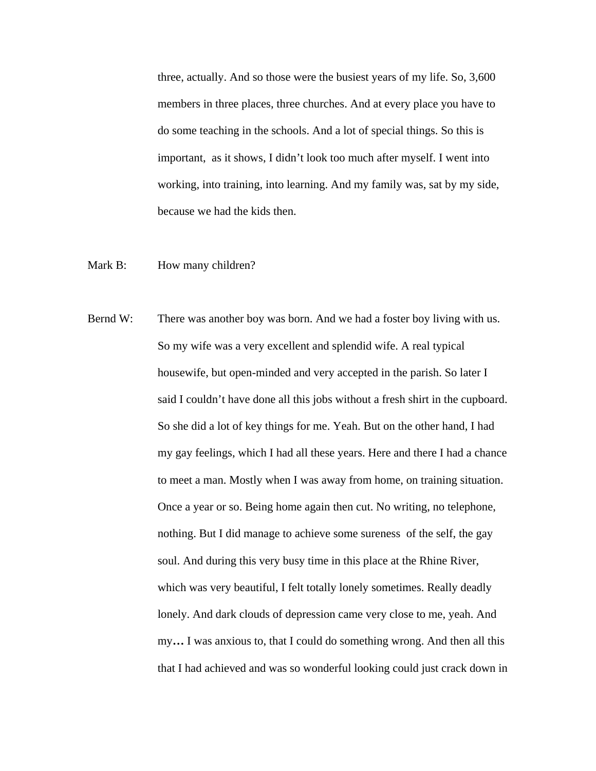three, actually. And so those were the busiest years of my life. So, 3,600 members in three places, three churches. And at every place you have to do some teaching in the schools. And a lot of special things. So this is important, as it shows, I didn't look too much after myself. I went into working, into training, into learning. And my family was, sat by my side, because we had the kids then.

Mark B: How many children?

Bernd W: There was another boy was born. And we had a foster boy living with us. So my wife was a very excellent and splendid wife. A real typical housewife, but open-minded and very accepted in the parish. So later I said I couldn't have done all this jobs without a fresh shirt in the cupboard. So she did a lot of key things for me. Yeah. But on the other hand, I had my gay feelings, which I had all these years. Here and there I had a chance to meet a man. Mostly when I was away from home, on training situation. Once a year or so. Being home again then cut. No writing, no telephone, nothing. But I did manage to achieve some sureness of the self, the gay soul. And during this very busy time in this place at the Rhine River, which was very beautiful, I felt totally lonely sometimes. Really deadly lonely. And dark clouds of depression came very close to me, yeah. And my**…** I was anxious to, that I could do something wrong. And then all this that I had achieved and was so wonderful looking could just crack down in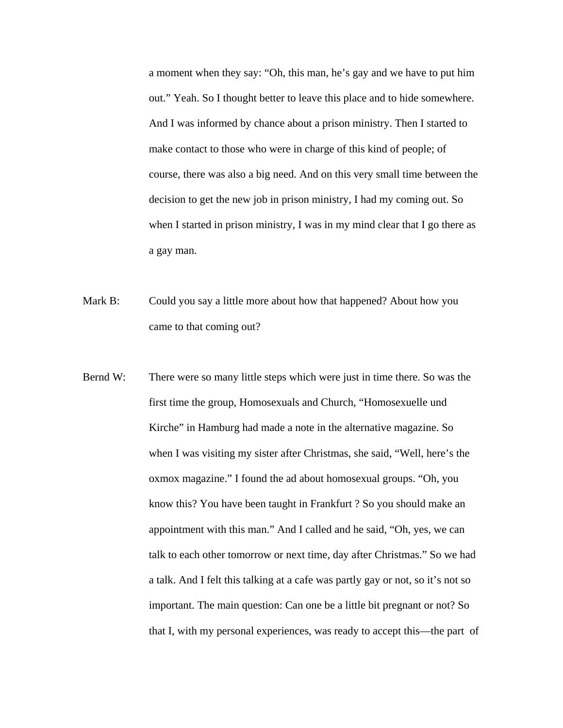a moment when they say: “Oh, this man, he’s gay and we have to put him out.” Yeah. So I thought better to leave this place and to hide somewhere. And I was informed by chance about a prison ministry. Then I started to make contact to those who were in charge of this kind of people; of course, there was also a big need. And on this very small time between the decision to get the new job in prison ministry, I had my coming out. So when I started in prison ministry, I was in my mind clear that I go there as a gay man.

Mark B: Could you say a little more about how that happened? About how you came to that coming out?

Bernd W: There were so many little steps which were just in time there. So was the first time the group, Homosexuals and Church, “Homosexuelle und Kirche” in Hamburg had made a note in the alternative magazine. So when I was visiting my sister after Christmas, she said, “Well, here’s the oxmox magazine.” I found the ad about homosexual groups. “Oh, you know this? You have been taught in Frankfurt ? So you should make an appointment with this man.” And I called and he said, “Oh, yes, we can talk to each other tomorrow or next time, day after Christmas.” So we had a talk. And I felt this talking at a cafe was partly gay or not, so it’s not so important. The main question: Can one be a little bit pregnant or not? So that I, with my personal experiences, was ready to accept this—the part of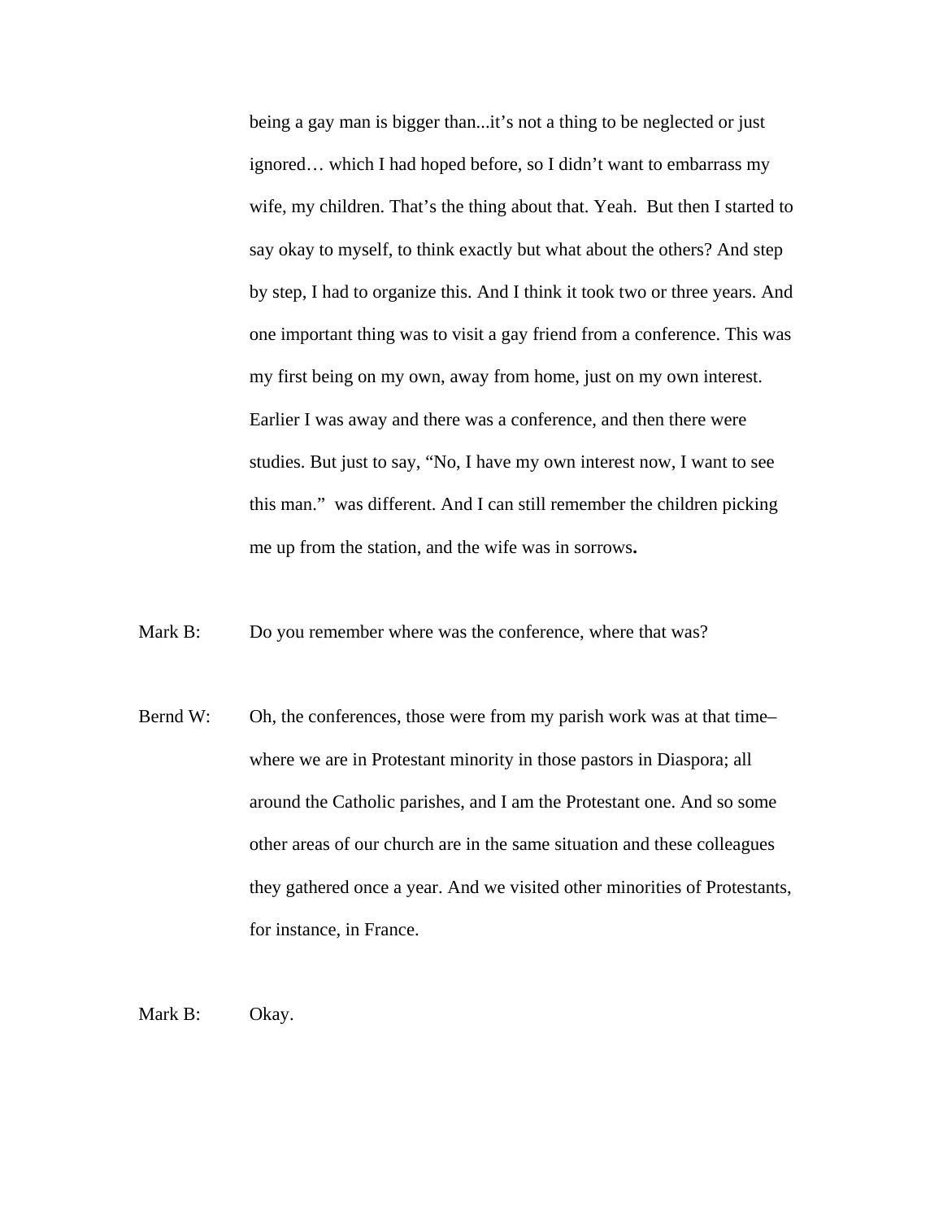being a gay man is bigger than...it's not a thing to be neglected or just ignored… which I had hoped before, so I didn't want to embarrass my wife, my children. That's the thing about that. Yeah. But then I started to say okay to myself, to think exactly but what about the others? And step by step, I had to organize this. And I think it took two or three years. And one important thing was to visit a gay friend from a conference. This was my first being on my own, away from home, just on my own interest. Earlier I was away and there was a conference, and then there were studies. But just to say, "No, I have my own interest now, I want to see this man." was different. And I can still remember the children picking me up from the station, and the wife was in sorrows**.**

Mark B: Do you remember where was the conference, where that was?

Bernd W: Oh, the conferences, those were from my parish work was at that time– where we are in Protestant minority in those pastors in Diaspora; all around the Catholic parishes, and I am the Protestant one. And so some other areas of our church are in the same situation and these colleagues they gathered once a year. And we visited other minorities of Protestants, for instance, in France.

Mark B: Okay.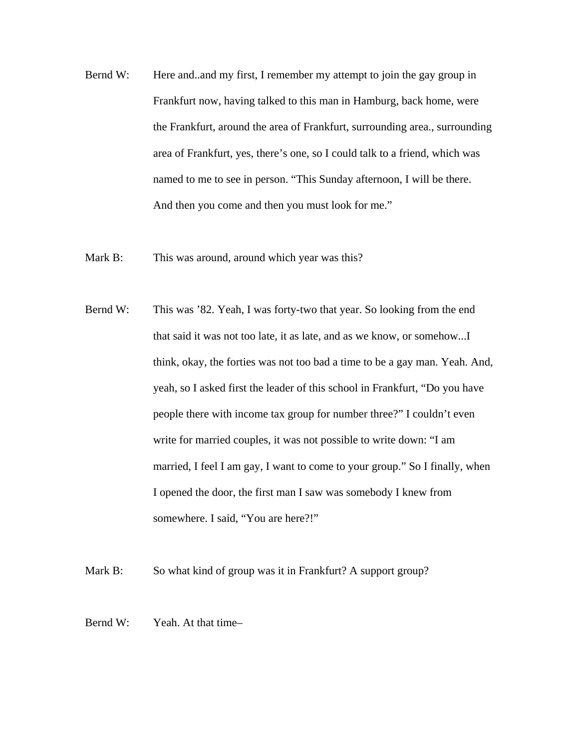Bernd W: Here and..and my first, I remember my attempt to join the gay group in Frankfurt now, having talked to this man in Hamburg, back home, were the Frankfurt, around the area of Frankfurt, surrounding area., surrounding area of Frankfurt, yes, there's one, so I could talk to a friend, which was named to me to see in person. "This Sunday afternoon, I will be there. And then you come and then you must look for me."

Mark B: This was around, around which year was this?

Bernd W: This was '82. Yeah, I was forty-two that year. So looking from the end that said it was not too late, it as late, and as we know, or somehow...I think, okay, the forties was not too bad a time to be a gay man. Yeah. And, yeah, so I asked first the leader of this school in Frankfurt, "Do you have people there with income tax group for number three?" I couldn't even write for married couples, it was not possible to write down: "I am married, I feel I am gay, I want to come to your group." So I finally, when I opened the door, the first man I saw was somebody I knew from somewhere. I said, "You are here?!"

Mark B: So what kind of group was it in Frankfurt? A support group?

Bernd W: Yeah. At that time–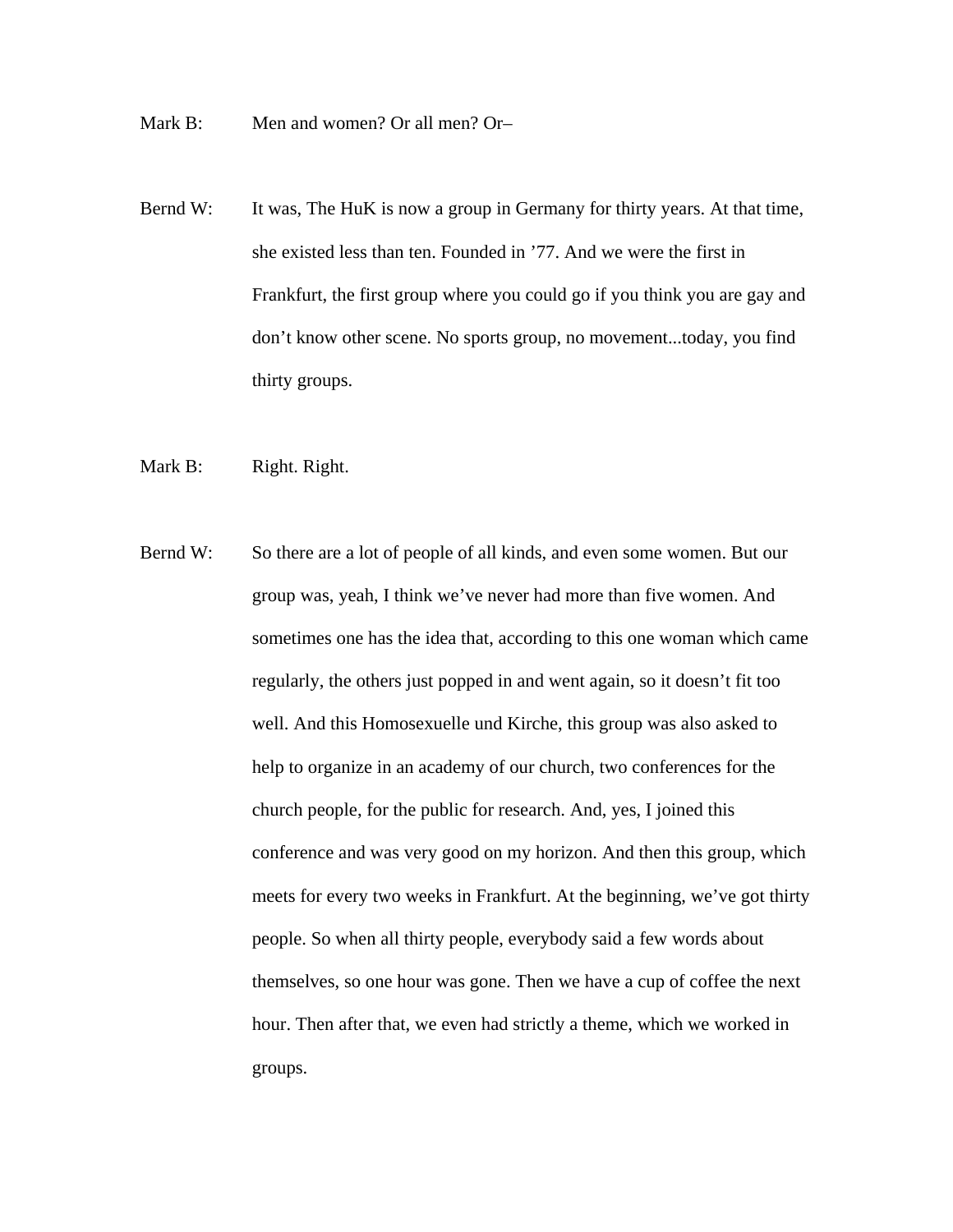Mark B: Men and women? Or all men? Or–

Bernd W: It was, The HuK is now a group in Germany for thirty years. At that time, she existed less than ten. Founded in ’77. And we were the first in Frankfurt, the first group where you could go if you think you are gay and don’t know other scene. No sports group, no movement...today, you find thirty groups.

Mark B: Right. Right.

Bernd W: So there are a lot of people of all kinds, and even some women. But our group was, yeah, I think we’ve never had more than five women. And sometimes one has the idea that, according to this one woman which came regularly, the others just popped in and went again, so it doesn’t fit too well. And this Homosexuelle und Kirche, this group was also asked to help to organize in an academy of our church, two conferences for the church people, for the public for research. And, yes, I joined this conference and was very good on my horizon. And then this group, which meets for every two weeks in Frankfurt. At the beginning, we’ve got thirty people. So when all thirty people, everybody said a few words about themselves, so one hour was gone. Then we have a cup of coffee the next hour. Then after that, we even had strictly a theme, which we worked in groups.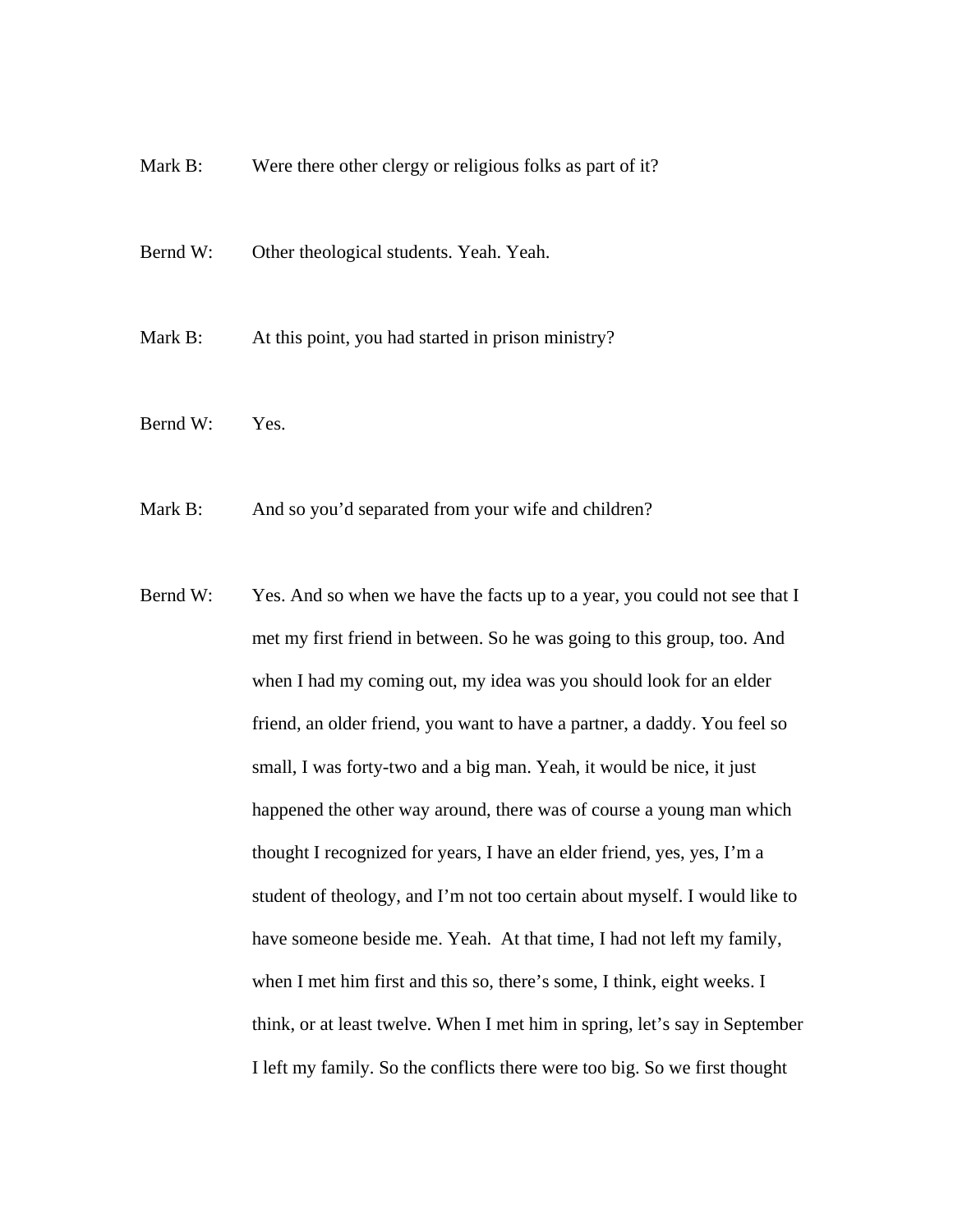Mark B: Were there other clergy or religious folks as part of it?

Bernd W: Other theological students. Yeah. Yeah.

Mark B: At this point, you had started in prison ministry?

Bernd W: Yes.

Mark B: And so you'd separated from your wife and children?

Bernd W: Yes. And so when we have the facts up to a year, you could not see that I met my first friend in between. So he was going to this group, too. And when I had my coming out, my idea was you should look for an elder friend, an older friend, you want to have a partner, a daddy. You feel so small, I was forty-two and a big man. Yeah, it would be nice, it just happened the other way around, there was of course a young man which thought I recognized for years, I have an elder friend, yes, yes, I'm a student of theology, and I'm not too certain about myself. I would like to have someone beside me. Yeah. At that time, I had not left my family, when I met him first and this so, there's some, I think, eight weeks. I think, or at least twelve. When I met him in spring, let's say in September I left my family. So the conflicts there were too big. So we first thought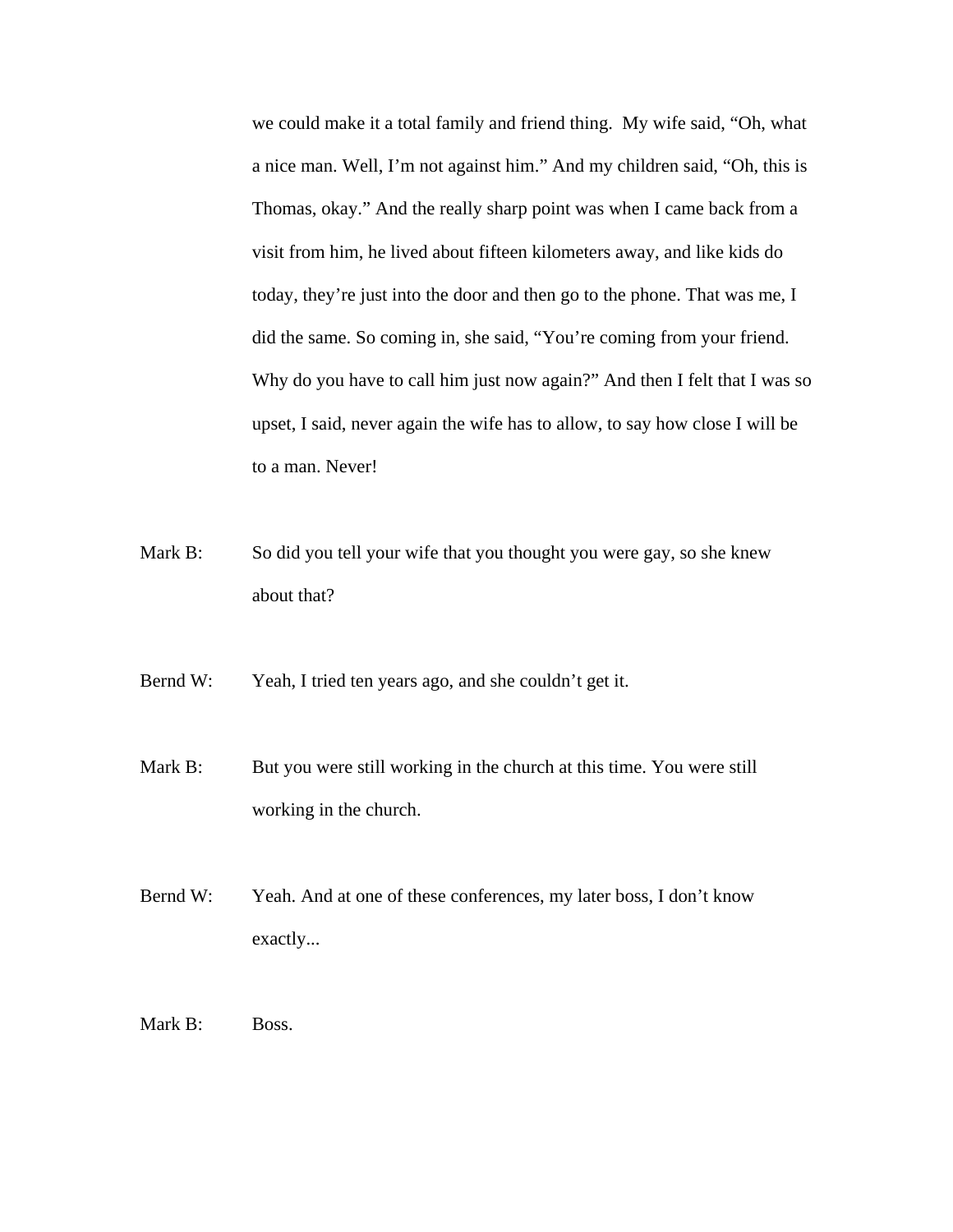we could make it a total family and friend thing. My wife said, “Oh, what a nice man. Well, I’m not against him.” And my children said, “Oh, this is Thomas, okay.” And the really sharp point was when I came back from a visit from him, he lived about fifteen kilometers away, and like kids do today, they’re just into the door and then go to the phone. That was me, I did the same. So coming in, she said, “You’re coming from your friend. Why do you have to call him just now again?” And then I felt that I was so upset, I said, never again the wife has to allow, to say how close I will be to a man. Never!

Mark B: So did you tell your wife that you thought you were gay, so she knew about that?

Bernd W: Yeah, I tried ten years ago, and she couldn’t get it.

Mark B: But you were still working in the church at this time. You were still working in the church.

Bernd W: Yeah. And at one of these conferences, my later boss, I don’t know exactly...

Mark B: Boss.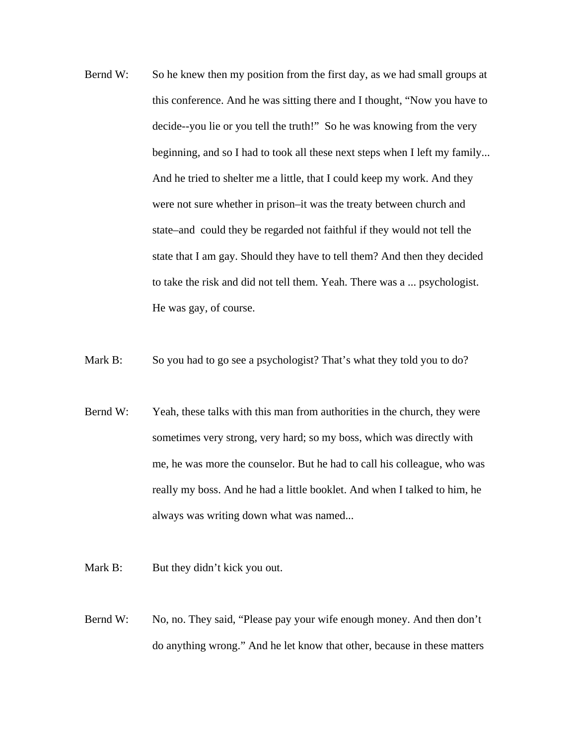Bernd W: So he knew then my position from the first day, as we had small groups at this conference. And he was sitting there and I thought, "Now you have to decide--you lie or you tell the truth!" So he was knowing from the very beginning, and so I had to took all these next steps when I left my family... And he tried to shelter me a little, that I could keep my work. And they were not sure whether in prison–it was the treaty between church and state–and could they be regarded not faithful if they would not tell the state that I am gay. Should they have to tell them? And then they decided to take the risk and did not tell them. Yeah. There was a ... psychologist. He was gay, of course.

Mark B: So you had to go see a psychologist? That's what they told you to do?

Bernd W: Yeah, these talks with this man from authorities in the church, they were sometimes very strong, very hard; so my boss, which was directly with me, he was more the counselor. But he had to call his colleague, who was really my boss. And he had a little booklet. And when I talked to him, he always was writing down what was named...

Mark B: But they didn't kick you out.

Bernd W: No, no. They said, "Please pay your wife enough money. And then don't do anything wrong." And he let know that other, because in these matters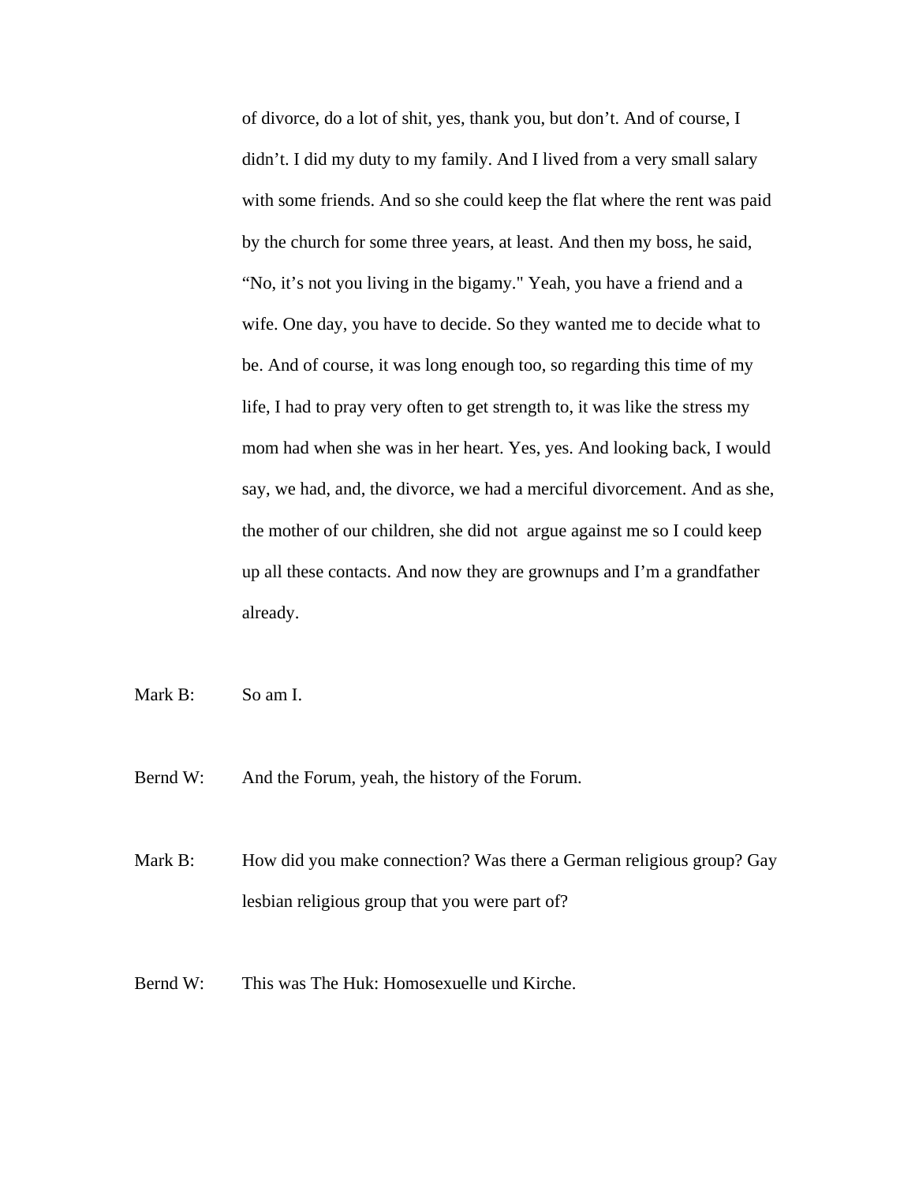of divorce, do a lot of shit, yes, thank you, but don't. And of course, I didn't. I did my duty to my family. And I lived from a very small salary with some friends. And so she could keep the flat where the rent was paid by the church for some three years, at least. And then my boss, he said, "No, it's not you living in the bigamy." Yeah, you have a friend and a wife. One day, you have to decide. So they wanted me to decide what to be. And of course, it was long enough too, so regarding this time of my life, I had to pray very often to get strength to, it was like the stress my mom had when she was in her heart. Yes, yes. And looking back, I would say, we had, and, the divorce, we had a merciful divorcement. And as she, the mother of our children, she did not argue against me so I could keep up all these contacts. And now they are grownups and I'm a grandfather already.

Mark B: So am I.

Bernd W: And the Forum, yeah, the history of the Forum.

Mark B: How did you make connection? Was there a German religious group? Gay lesbian religious group that you were part of?

Bernd W: This was The Huk: Homosexuelle und Kirche.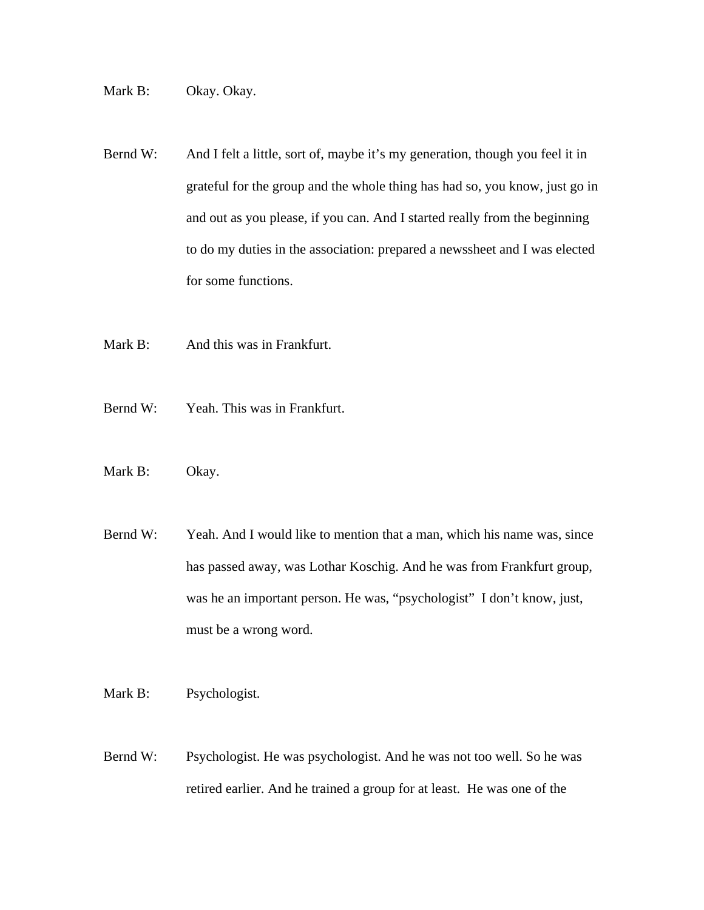Mark B: Okay. Okay.

Bernd W: And I felt a little, sort of, maybe it's my generation, though you feel it in grateful for the group and the whole thing has had so, you know, just go in and out as you please, if you can. And I started really from the beginning to do my duties in the association: prepared a newssheet and I was elected for some functions.

Mark B: And this was in Frankfurt.

Bernd W: Yeah. This was in Frankfurt.

Mark B: Okay.

Bernd W: Yeah. And I would like to mention that a man, which his name was, since has passed away, was Lothar Koschig. And he was from Frankfurt group, was he an important person. He was, "psychologist" I don't know, just, must be a wrong word.

Mark B: Psychologist.

Bernd W: Psychologist. He was psychologist. And he was not too well. So he was retired earlier. And he trained a group for at least. He was one of the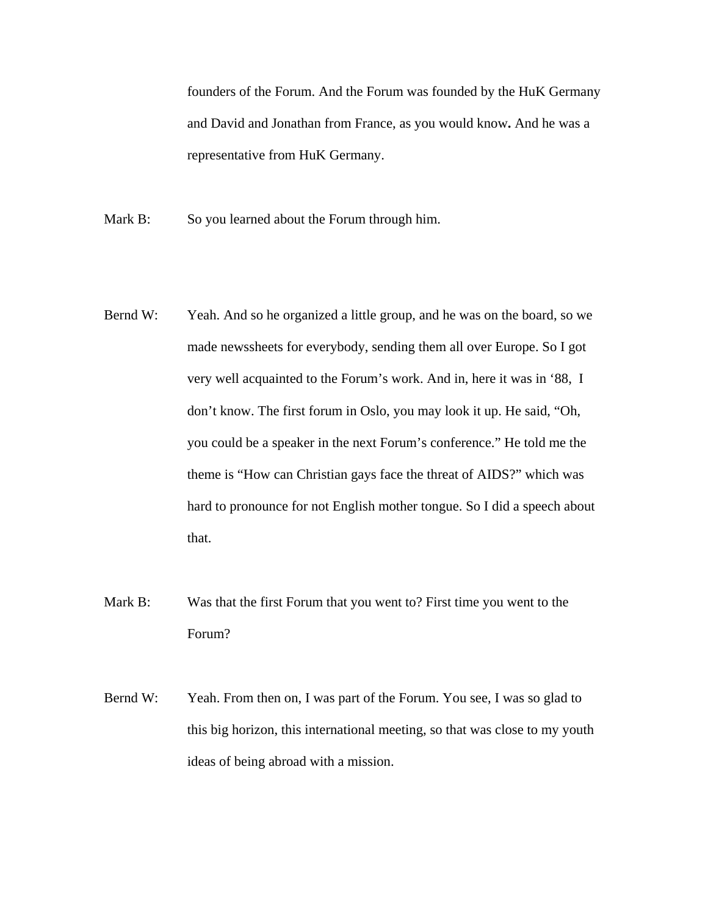founders of the Forum. And the Forum was founded by the HuK Germany and David and Jonathan from France, as you would know**.** And he was a representative from HuK Germany.

Mark B: So you learned about the Forum through him.

Bernd W: Yeah. And so he organized a little group, and he was on the board, so we made newssheets for everybody, sending them all over Europe. So I got very well acquainted to the Forum's work. And in, here it was in '88, I don't know. The first forum in Oslo, you may look it up. He said, "Oh, you could be a speaker in the next Forum's conference." He told me the theme is "How can Christian gays face the threat of AIDS?" which was hard to pronounce for not English mother tongue. So I did a speech about that.

Mark B: Was that the first Forum that you went to? First time you went to the Forum?

Bernd W: Yeah. From then on, I was part of the Forum. You see, I was so glad to this big horizon, this international meeting, so that was close to my youth ideas of being abroad with a mission.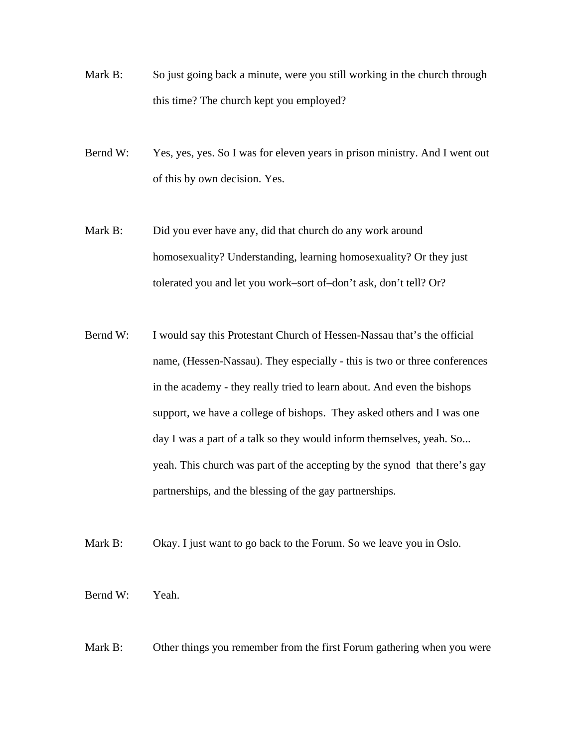Mark B: So just going back a minute, were you still working in the church through this time? The church kept you employed?

Bernd W: Yes, yes, yes. So I was for eleven years in prison ministry. And I went out of this by own decision. Yes.

Mark B: Did you ever have any, did that church do any work around homosexuality? Understanding, learning homosexuality? Or they just tolerated you and let you work–sort of–don't ask, don't tell? Or?

Bernd W: I would say this Protestant Church of Hessen-Nassau that's the official name, (Hessen-Nassau). They especially - this is two or three conferences in the academy - they really tried to learn about. And even the bishops support, we have a college of bishops. They asked others and I was one day I was a part of a talk so they would inform themselves, yeah. So... yeah. This church was part of the accepting by the synod that there's gay partnerships, and the blessing of the gay partnerships.

Mark B: Okay. I just want to go back to the Forum. So we leave you in Oslo.

Bernd W: Yeah.

Mark B: Other things you remember from the first Forum gathering when you were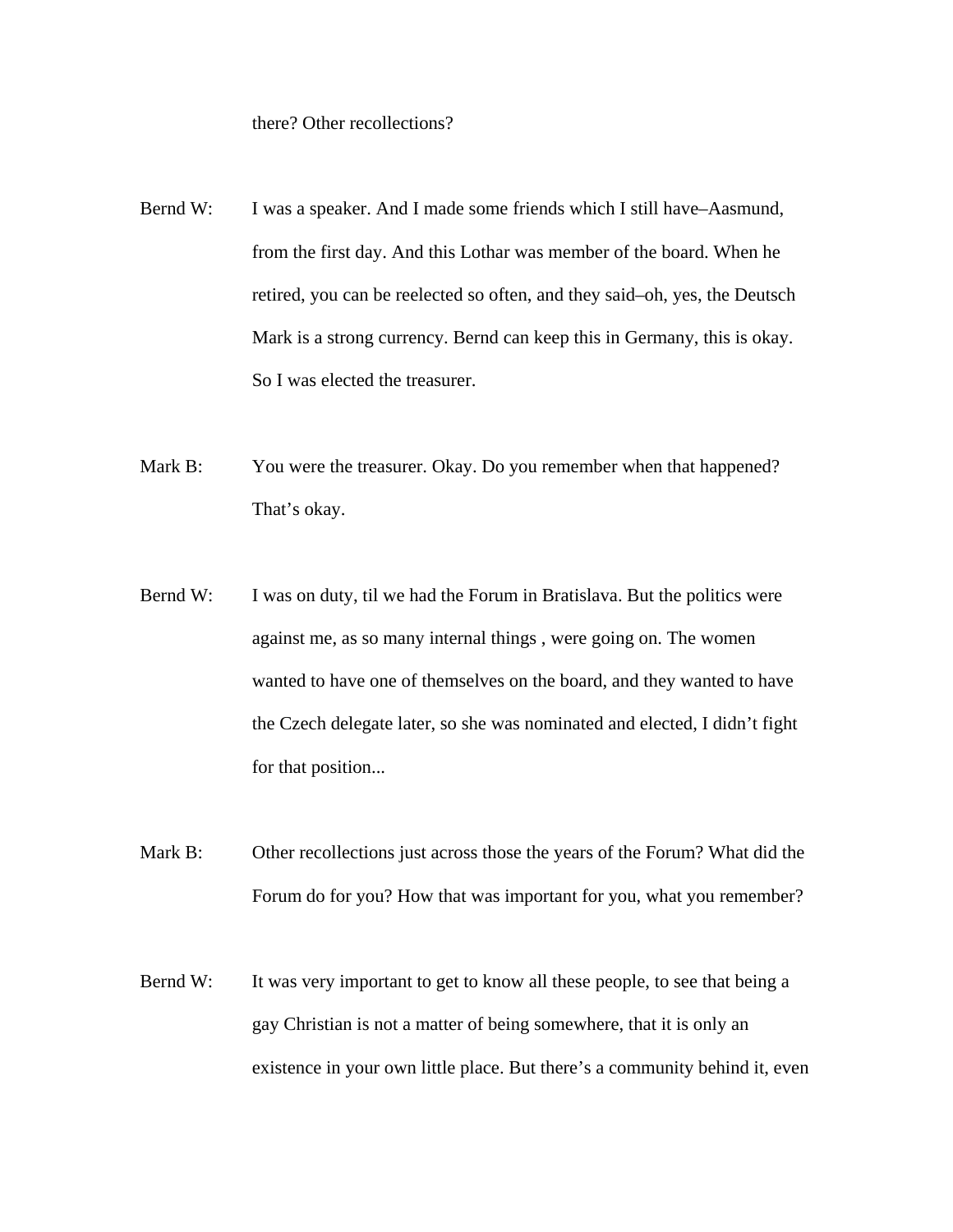there? Other recollections?

Bernd W: I was a speaker. And I made some friends which I still have–Aasmund, from the first day. And this Lothar was member of the board. When he retired, you can be reelected so often, and they said–oh, yes, the Deutsch Mark is a strong currency. Bernd can keep this in Germany, this is okay. So I was elected the treasurer.

Mark B: You were the treasurer. Okay. Do you remember when that happened? That's okay.

Bernd W: I was on duty, til we had the Forum in Bratislava. But the politics were against me, as so many internal things , were going on. The women wanted to have one of themselves on the board, and they wanted to have the Czech delegate later, so she was nominated and elected, I didn't fight for that position...

Mark B: Other recollections just across those the years of the Forum? What did the Forum do for you? How that was important for you, what you remember?

Bernd W: It was very important to get to know all these people, to see that being a gay Christian is not a matter of being somewhere, that it is only an existence in your own little place. But there's a community behind it, even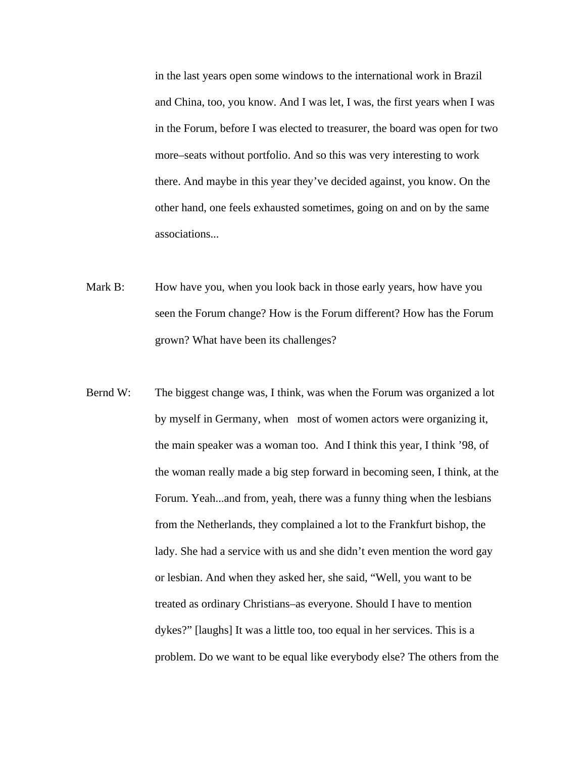in the last years open some windows to the international work in Brazil and China, too, you know. And I was let, I was, the first years when I was in the Forum, before I was elected to treasurer, the board was open for two more–seats without portfolio. And so this was very interesting to work there. And maybe in this year they've decided against, you know. On the other hand, one feels exhausted sometimes, going on and on by the same associations...

Mark B: How have you, when you look back in those early years, how have you seen the Forum change? How is the Forum different? How has the Forum grown? What have been its challenges?

Bernd W: The biggest change was, I think, was when the Forum was organized a lot by myself in Germany, when most of women actors were organizing it, the main speaker was a woman too. And I think this year, I think '98, of the woman really made a big step forward in becoming seen, I think, at the Forum. Yeah...and from, yeah, there was a funny thing when the lesbians from the Netherlands, they complained a lot to the Frankfurt bishop, the lady. She had a service with us and she didn't even mention the word gay or lesbian. And when they asked her, she said, "Well, you want to be treated as ordinary Christians–as everyone. Should I have to mention dykes?" [laughs] It was a little too, too equal in her services. This is a problem. Do we want to be equal like everybody else? The others from the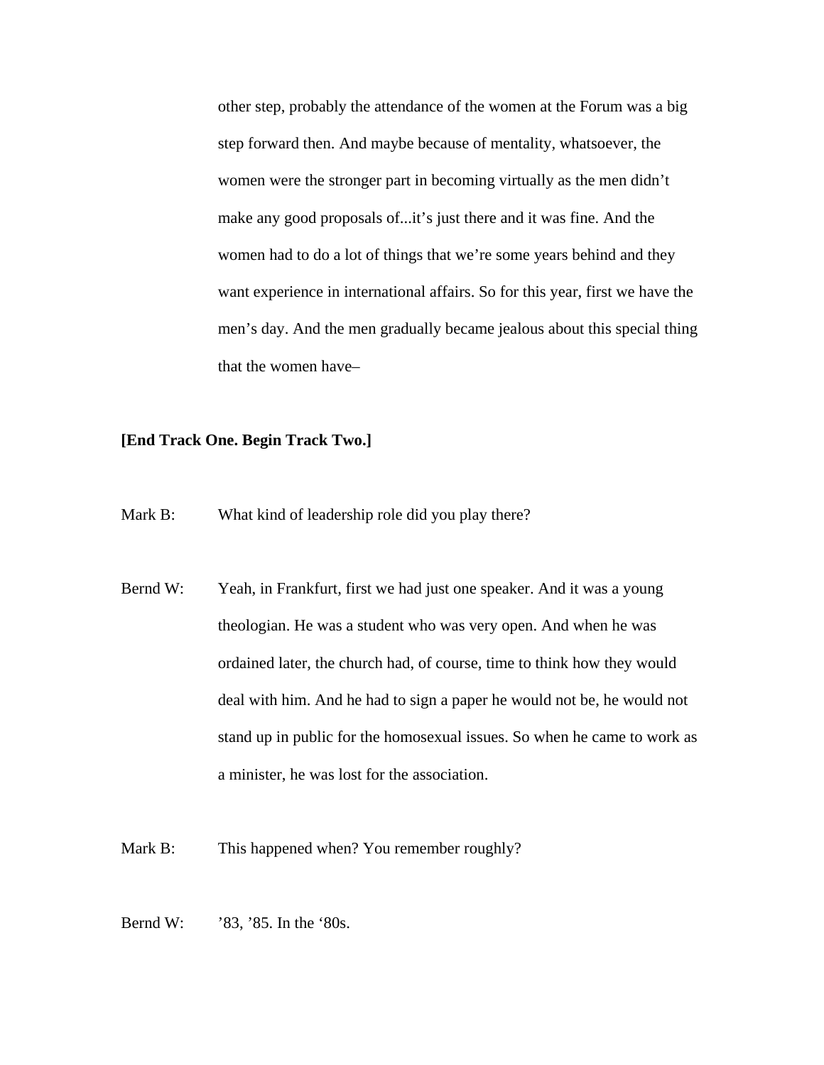other step, probably the attendance of the women at the Forum was a big step forward then. And maybe because of mentality, whatsoever, the women were the stronger part in becoming virtually as the men didn't make any good proposals of...it's just there and it was fine. And the women had to do a lot of things that we're some years behind and they want experience in international affairs. So for this year, first we have the men's day. And the men gradually became jealous about this special thing that the women have–

**[End Track One. Begin Track Two.]**

Mark B: What kind of leadership role did you play there?

Bernd W: Yeah, in Frankfurt, first we had just one speaker. And it was a young theologian. He was a student who was very open. And when he was ordained later, the church had, of course, time to think how they would deal with him. And he had to sign a paper he would not be, he would not stand up in public for the homosexual issues. So when he came to work as a minister, he was lost for the association.

Mark B: This happened when? You remember roughly?

Bernd W: '83, '85. In the '80s.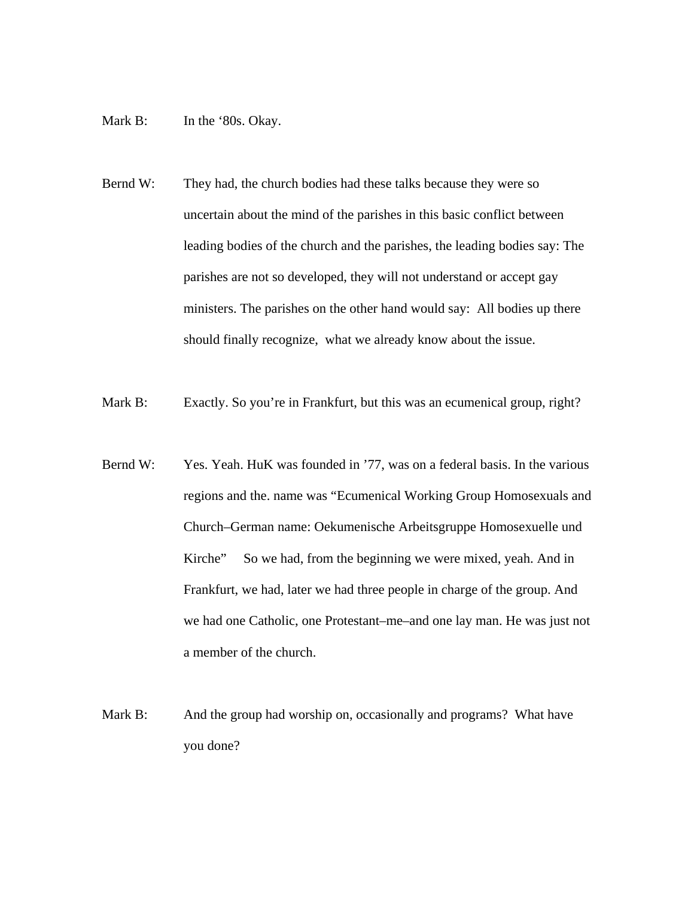Mark B: In the ‘80s. Okay.

Bernd W: They had, the church bodies had these talks because they were so uncertain about the mind of the parishes in this basic conflict between leading bodies of the church and the parishes, the leading bodies say: The parishes are not so developed, they will not understand or accept gay ministers. The parishes on the other hand would say: All bodies up there should finally recognize, what we already know about the issue.

Mark B: Exactly. So you’re in Frankfurt, but this was an ecumenical group, right?

Bernd W: Yes. Yeah. HuK was founded in ’77, was on a federal basis. In the various regions and the. name was “Ecumenical Working Group Homosexuals and Church–German name: Oekumenische Arbeitsgruppe Homosexuelle und Kirche” So we had, from the beginning we were mixed, yeah. And in Frankfurt, we had, later we had three people in charge of the group. And we had one Catholic, one Protestant–me–and one lay man. He was just not a member of the church.

Mark B: And the group had worship on, occasionally and programs? What have you done?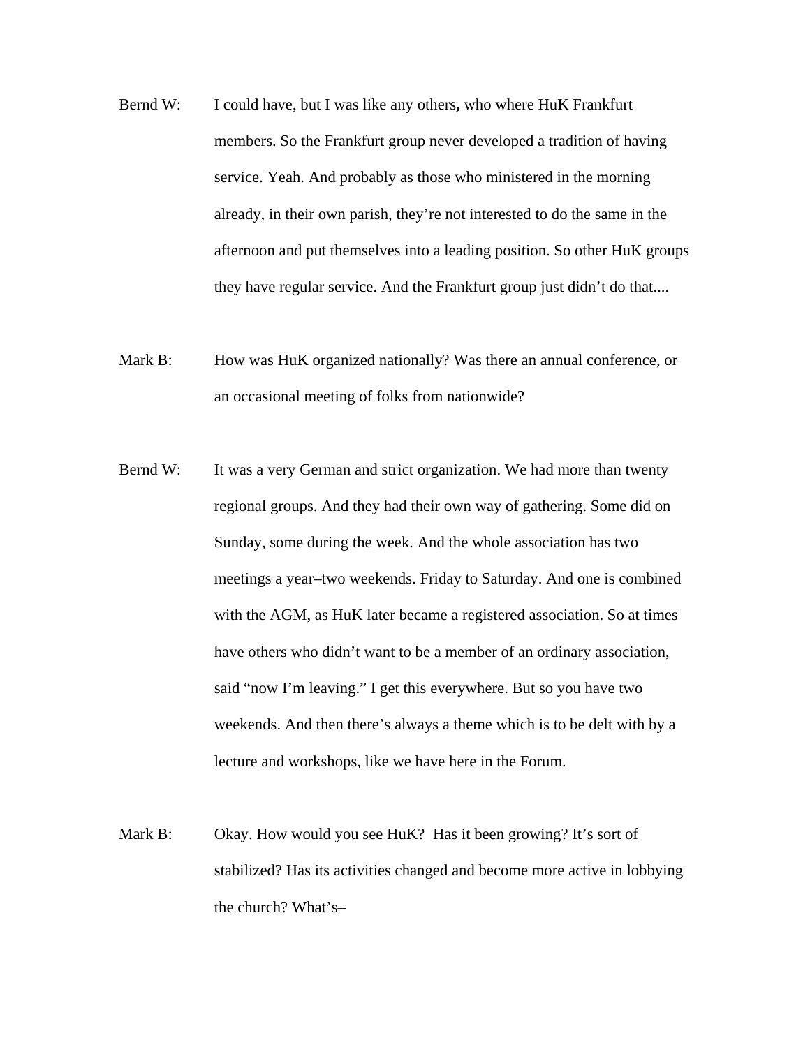Bernd W: I could have, but I was like any others**,** who where HuK Frankfurt members. So the Frankfurt group never developed a tradition of having service. Yeah. And probably as those who ministered in the morning already, in their own parish, they're not interested to do the same in the afternoon and put themselves into a leading position. So other HuK groups they have regular service. And the Frankfurt group just didn't do that....

Mark B: How was HuK organized nationally? Was there an annual conference, or an occasional meeting of folks from nationwide?

Bernd W: It was a very German and strict organization. We had more than twenty regional groups. And they had their own way of gathering. Some did on Sunday, some during the week. And the whole association has two meetings a year–two weekends. Friday to Saturday. And one is combined with the AGM, as HuK later became a registered association. So at times have others who didn't want to be a member of an ordinary association, said "now I'm leaving." I get this everywhere. But so you have two weekends. And then there's always a theme which is to be delt with by a lecture and workshops, like we have here in the Forum.

Mark B: Okay. How would you see HuK? Has it been growing? It's sort of stabilized? Has its activities changed and become more active in lobbying the church? What's–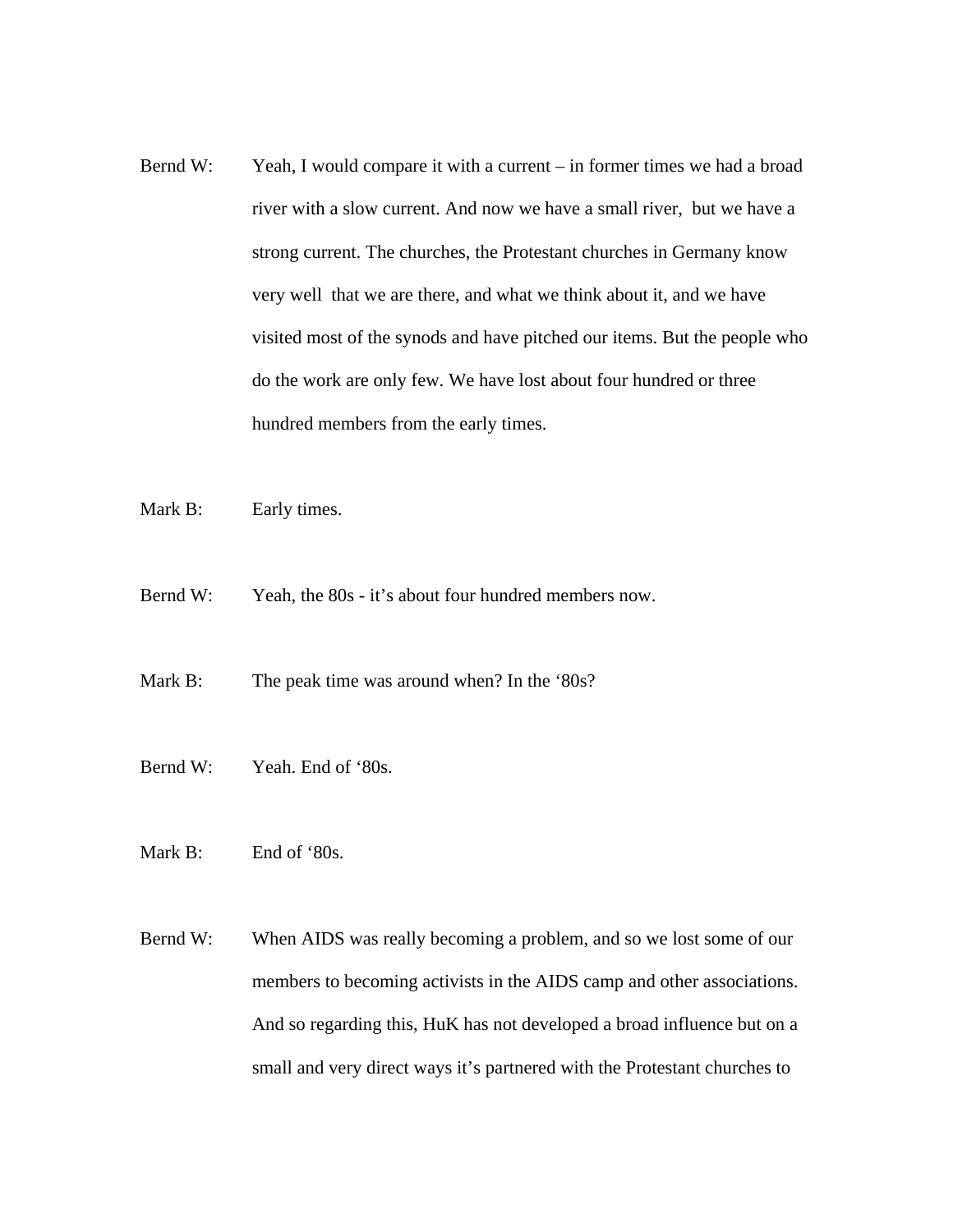Bernd W: Yeah, I would compare it with a current – in former times we had a broad river with a slow current. And now we have a small river, but we have a strong current. The churches, the Protestant churches in Germany know very well that we are there, and what we think about it, and we have visited most of the synods and have pitched our items. But the people who do the work are only few. We have lost about four hundred or three hundred members from the early times.

Mark B: Early times.

Bernd W: Yeah, the 80s - it's about four hundred members now.

Mark B: The peak time was around when? In the '80s?

Bernd W: Yeah. End of '80s.

Mark B: End of '80s.

Bernd W: When AIDS was really becoming a problem, and so we lost some of our members to becoming activists in the AIDS camp and other associations. And so regarding this, HuK has not developed a broad influence but on a small and very direct ways it's partnered with the Protestant churches to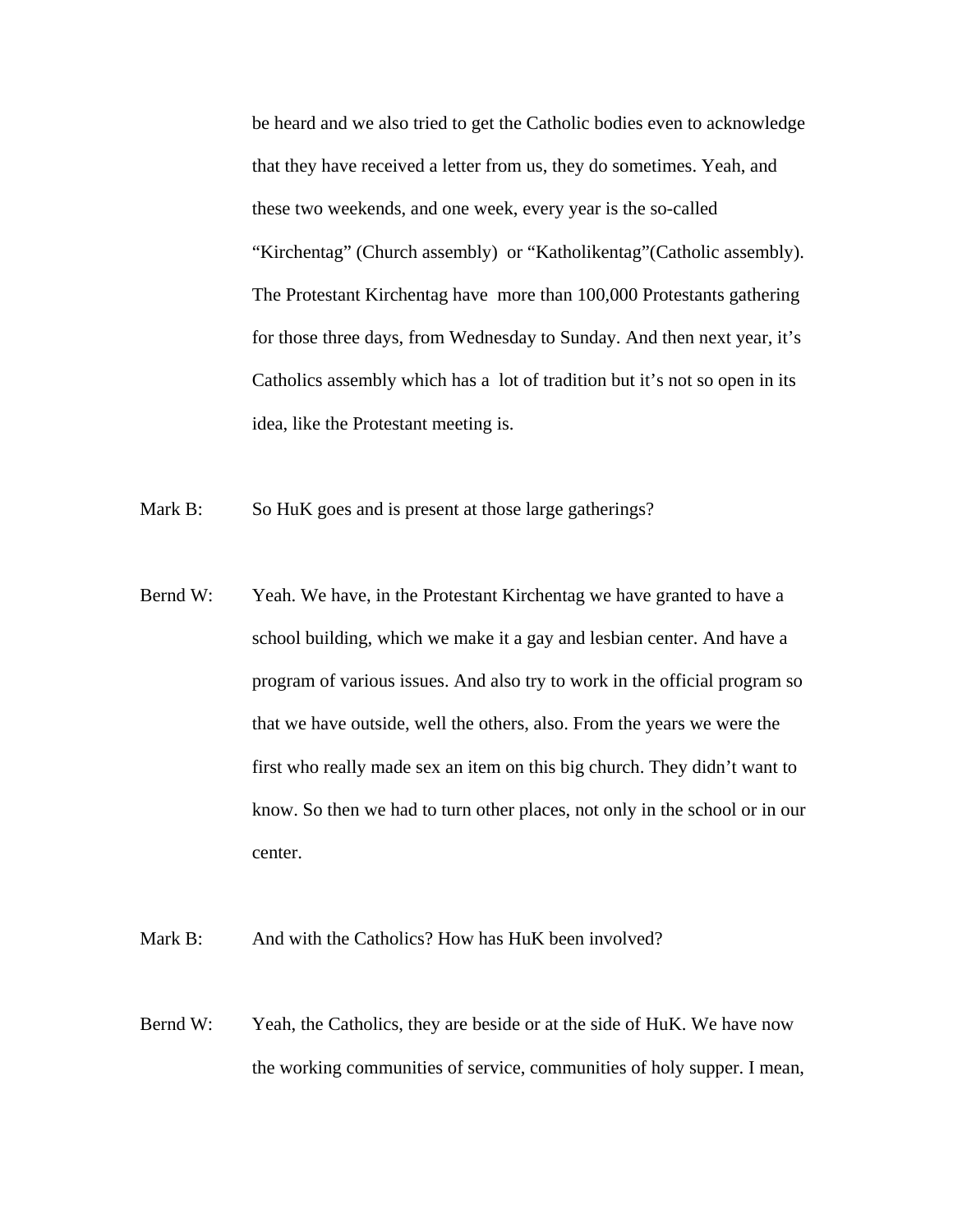be heard and we also tried to get the Catholic bodies even to acknowledge that they have received a letter from us, they do sometimes. Yeah, and these two weekends, and one week, every year is the so-called "Kirchentag" (Church assembly) or "Katholikentag"(Catholic assembly). The Protestant Kirchentag have more than 100,000 Protestants gathering for those three days, from Wednesday to Sunday. And then next year, it's Catholics assembly which has a lot of tradition but it's not so open in its idea, like the Protestant meeting is.

Mark B: So HuK goes and is present at those large gatherings?

Bernd W: Yeah. We have, in the Protestant Kirchentag we have granted to have a school building, which we make it a gay and lesbian center. And have a program of various issues. And also try to work in the official program so that we have outside, well the others, also. From the years we were the first who really made sex an item on this big church. They didn't want to know. So then we had to turn other places, not only in the school or in our center.

Mark B: And with the Catholics? How has HuK been involved?

Bernd W: Yeah, the Catholics, they are beside or at the side of HuK. We have now the working communities of service, communities of holy supper. I mean,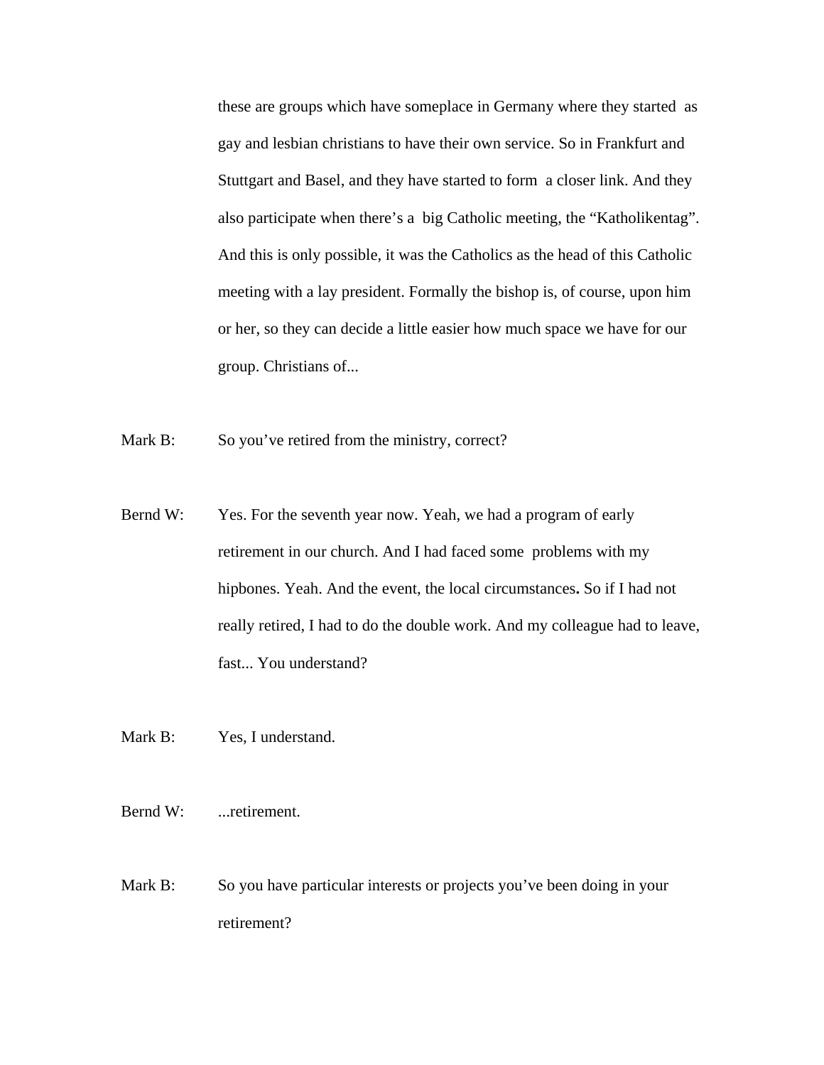these are groups which have someplace in Germany where they started as gay and lesbian christians to have their own service. So in Frankfurt and Stuttgart and Basel, and they have started to form a closer link. And they also participate when there's a big Catholic meeting, the "Katholikentag". And this is only possible, it was the Catholics as the head of this Catholic meeting with a lay president. Formally the bishop is, of course, upon him or her, so they can decide a little easier how much space we have for our group. Christians of...

Mark B: So you've retired from the ministry, correct?

Bernd W: Yes. For the seventh year now. Yeah, we had a program of early retirement in our church. And I had faced some problems with my hipbones. Yeah. And the event, the local circumstances**.** So if I had not really retired, I had to do the double work. And my colleague had to leave, fast... You understand?

Mark B: Yes, I understand.

Bernd W: ...retirement.

Mark B: So you have particular interests or projects you've been doing in your retirement?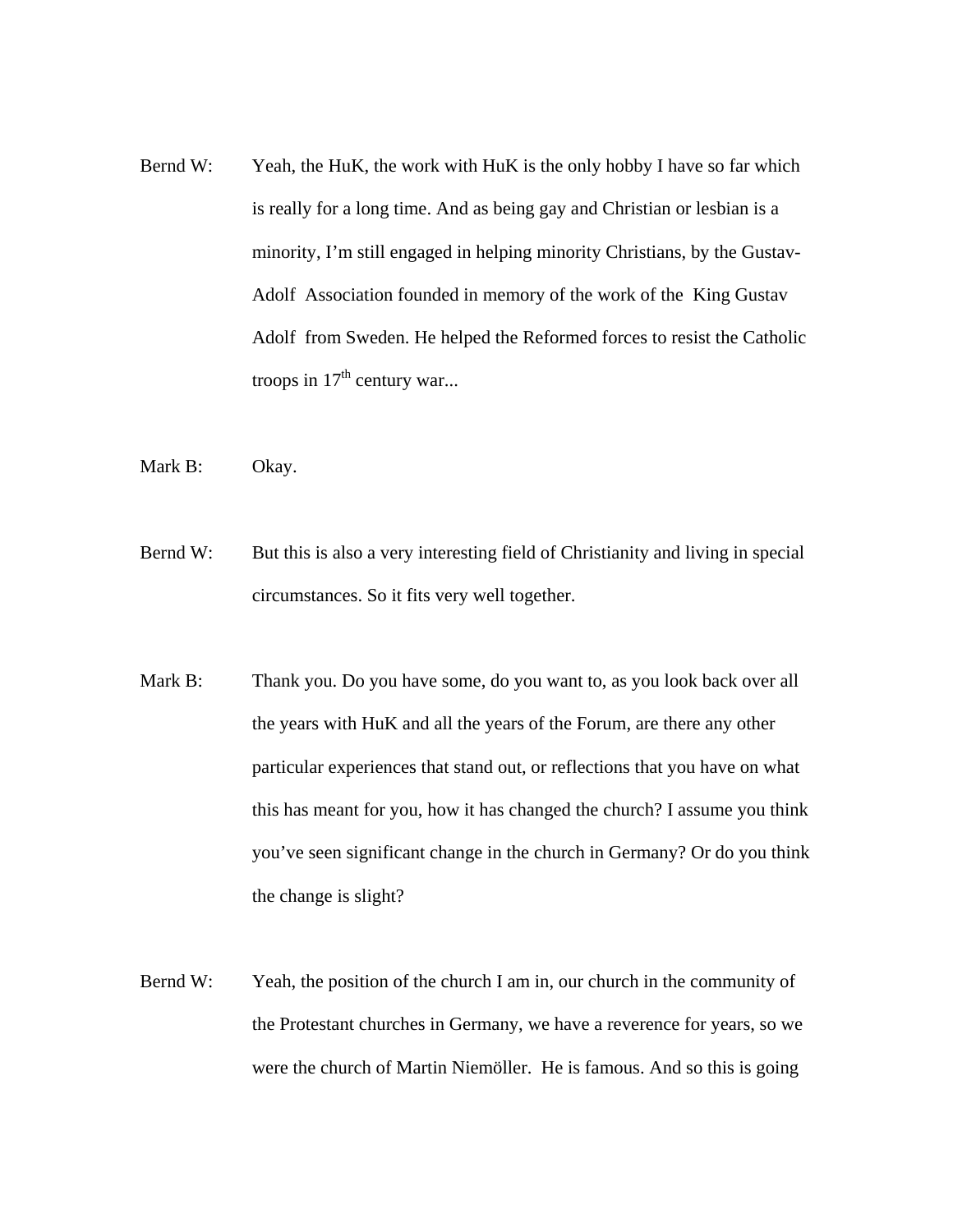Bernd W: Yeah, the HuK, the work with HuK is the only hobby I have so far which is really for a long time. And as being gay and Christian or lesbian is a minority, I'm still engaged in helping minority Christians, by the Gustav-Adolf Association founded in memory of the work of the King Gustav Adolf from Sweden. He helped the Reformed forces to resist the Catholic troops in 17th century war...

Mark B: Okay.

Bernd W: But this is also a very interesting field of Christianity and living in special circumstances. So it fits very well together.

Mark B: Thank you. Do you have some, do you want to, as you look back over all the years with HuK and all the years of the Forum, are there any other particular experiences that stand out, or reflections that you have on what this has meant for you, how it has changed the church? I assume you think you've seen significant change in the church in Germany? Or do you think the change is slight?

Bernd W: Yeah, the position of the church I am in, our church in the community of the Protestant churches in Germany, we have a reverence for years, so we were the church of Martin Niemöller. He is famous. And so this is going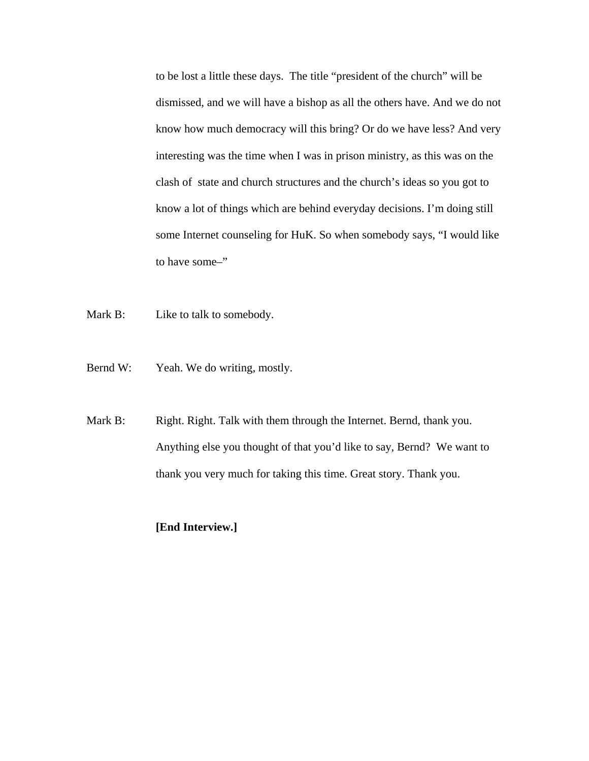to be lost a little these days. The title "president of the church" will be dismissed, and we will have a bishop as all the others have. And we do not know how much democracy will this bring? Or do we have less? And very interesting was the time when I was in prison ministry, as this was on the clash of state and church structures and the church's ideas so you got to know a lot of things which are behind everyday decisions. I'm doing still some Internet counseling for HuK. So when somebody says, "I would like to have some–"

Mark B: Like to talk to somebody.

Bernd W: Yeah. We do writing, mostly.

Mark B: Right. Right. Talk with them through the Internet. Bernd, thank you. Anything else you thought of that you'd like to say, Bernd? We want to thank you very much for taking this time. Great story. Thank you.

**[End Interview.]**